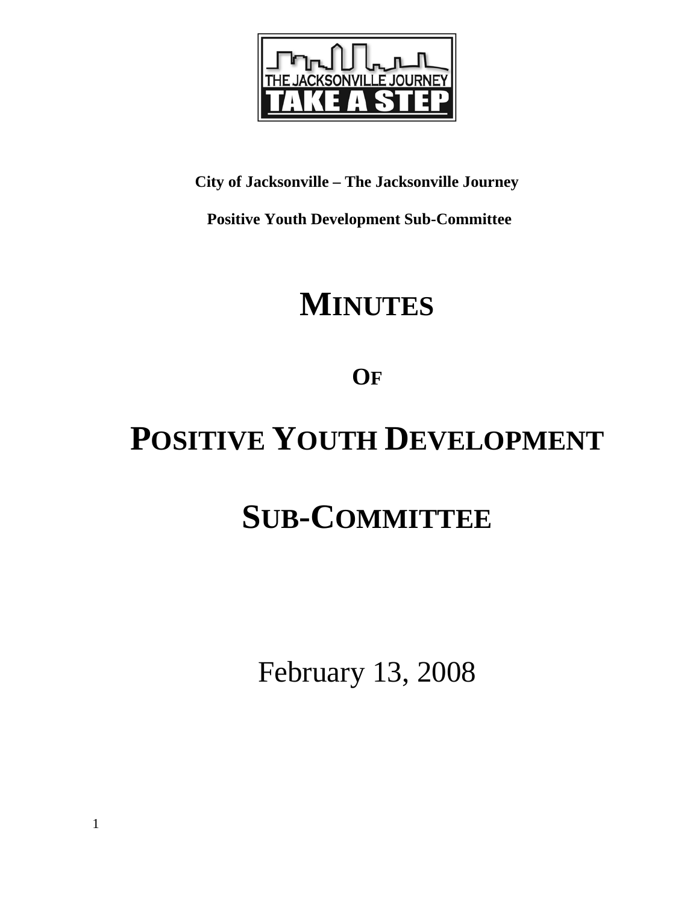**City of Jacksonville – The Jacksonville Journey**

**Positive Youth Development Sub-Committee**

# MINUTES

## OF

# POSITIVE YOUTH DEVELOPMENT

# SUB-COMMITTEE

February 13, 2008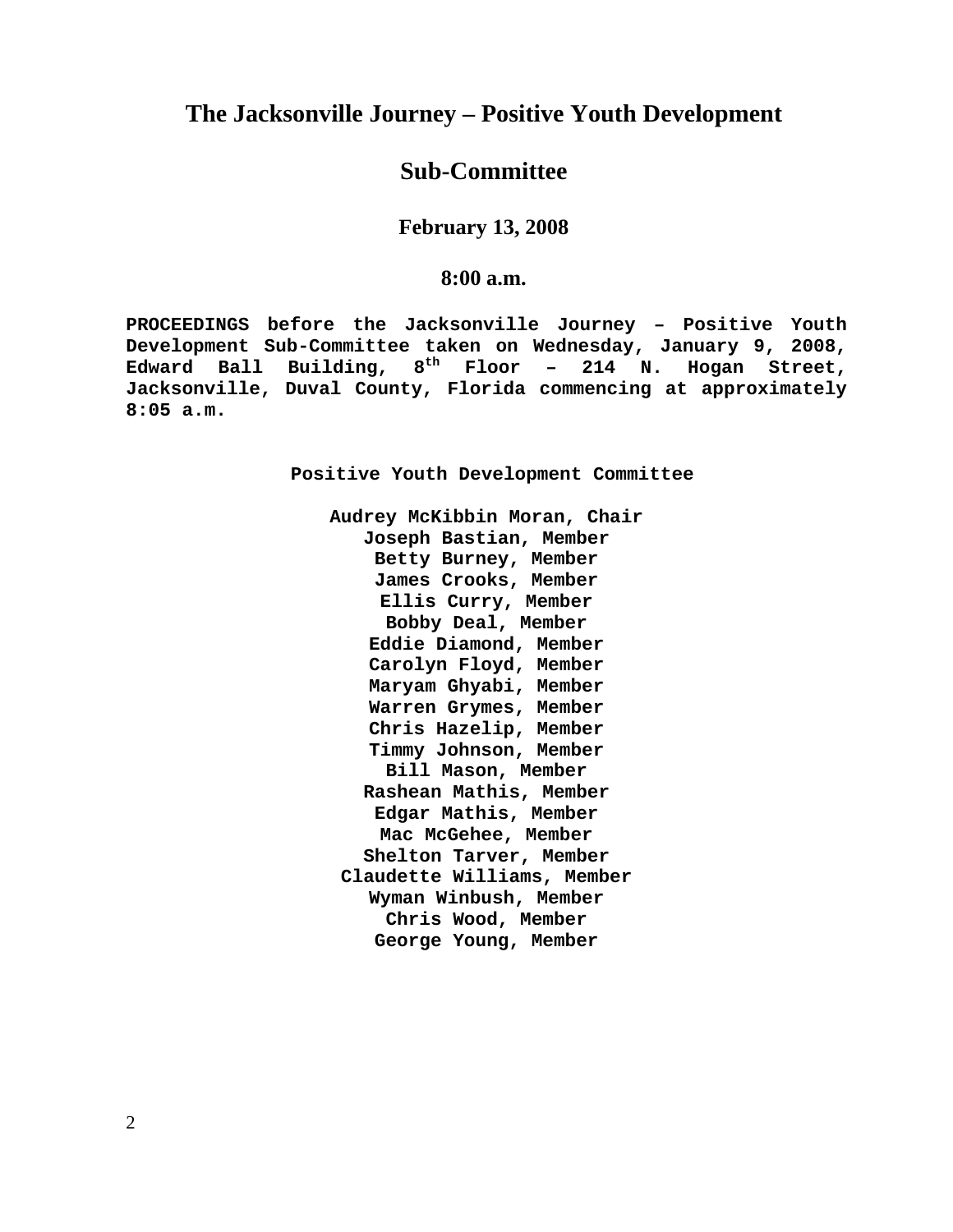# The Jacksonville Journey – Positive Youth Development

# Sub-Committee

### February 13, 2008

### 8:00 a.m.

**PROCEEDINGS before the Jacksonville Journey – Positive Youth Development Sub-Committee taken on Wednesday, January 9, 2008, Edward Ball Building, 8th Floor – 214 N. Hogan Street, Jacksonville, Duval County, Florida commencing at approximately 8:05 a.m.**

**Positive Youth Development Committee**

**Audrey McKibbin Moran, Chair**
**Joseph Bastian, Member**
**Betty Burney, Member**
**James Crooks, Member**
**Ellis Curry, Member**
**Bobby Deal, Member**
**Eddie Diamond, Member**
**Carolyn Floyd, Member**
**Maryam Ghyabi, Member**
**Warren Grymes, Member**
**Chris Hazelip, Member**
**Timmy Johnson, Member**
**Bill Mason, Member**
**Rashean Mathis, Member**
**Edgar Mathis, Member**
**Mac McGehee, Member**
**Shelton Tarver, Member**
**Claudette Williams, Member**
**Wyman Winbush, Member**
**Chris Wood, Member**
**George Young, Member**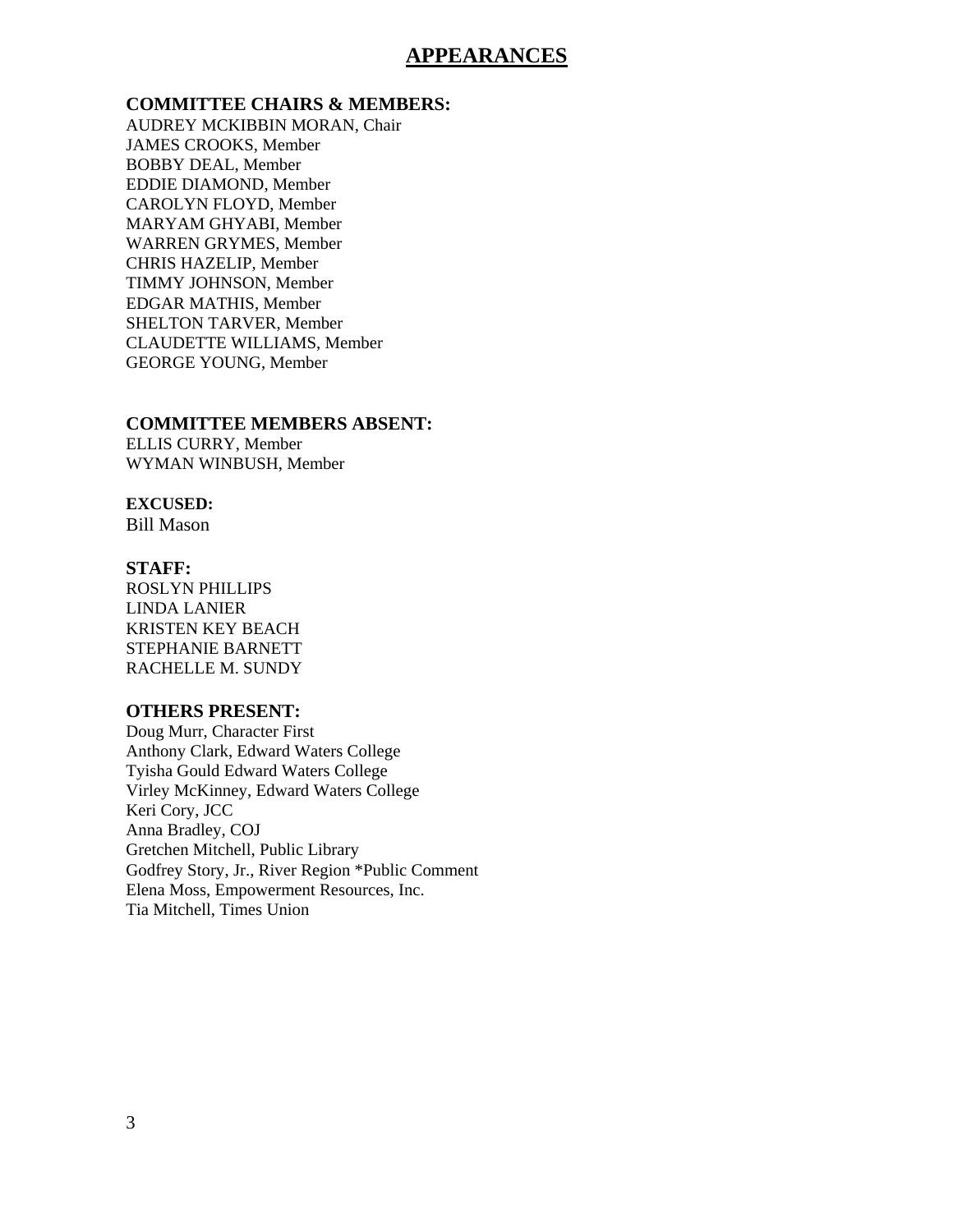# APPEARANCES

**COMMITTEE CHAIRS & MEMBERS:**

AUDREY MCKIBBIN MORAN, Chair
JAMES CROOKS, Member
BOBBY DEAL, Member
EDDIE DIAMOND, Member
CAROLYN FLOYD, Member
MARYAM GHYABI, Member
WARREN GRYMES, Member
CHRIS HAZELIP, Member
TIMMY JOHNSON, Member
EDGAR MATHIS, Member
SHELTON TARVER, Member
CLAUDETTE WILLIAMS, Member
GEORGE YOUNG, Member

**COMMITTEE MEMBERS ABSENT:**

ELLIS CURRY, Member
WYMAN WINBUSH, Member

**EXCUSED:**

Bill Mason

**STAFF:**

ROSLYN PHILLIPS
LINDA LANIER
KRISTEN KEY BEACH
STEPHANIE BARNETT
RACHELLE M. SUNDY

**OTHERS PRESENT:**

Doug Murr, Character First
Anthony Clark, Edward Waters College
Tyisha Gould Edward Waters College
Virley McKinney, Edward Waters College
Keri Cory, JCC
Anna Bradley, COJ
Gretchen Mitchell, Public Library
Godfrey Story, Jr., River Region *Public Comment
Elena Moss, Empowerment Resources, Inc.
Tia Mitchell, Times Union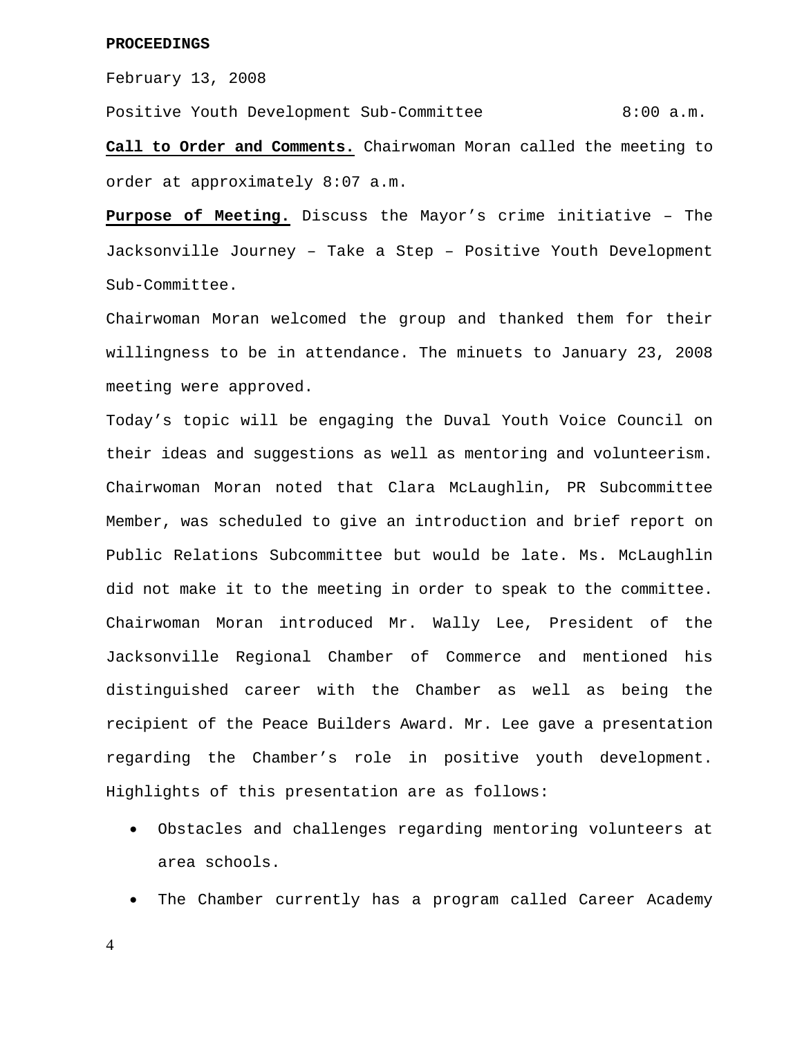**PROCEEDINGS**

February 13, 2008

Positive Youth Development Sub-Committee 8:00 a.m.

**Call to Order and Comments.** Chairwoman Moran called the meeting to order at approximately 8:07 a.m.

**Purpose of Meeting.** Discuss the Mayor's crime initiative – The Jacksonville Journey – Take a Step – Positive Youth Development Sub-Committee.

Chairwoman Moran welcomed the group and thanked them for their willingness to be in attendance. The minuets to January 23, 2008 meeting were approved.

Today's topic will be engaging the Duval Youth Voice Council on their ideas and suggestions as well as mentoring and volunteerism. Chairwoman Moran noted that Clara McLaughlin, PR Subcommittee Member, was scheduled to give an introduction and brief report on Public Relations Subcommittee but would be late. Ms. McLaughlin did not make it to the meeting in order to speak to the committee. Chairwoman Moran introduced Mr. Wally Lee, President of the Jacksonville Regional Chamber of Commerce and mentioned his distinguished career with the Chamber as well as being the recipient of the Peace Builders Award. Mr. Lee gave a presentation regarding the Chamber's role in positive youth development. Highlights of this presentation are as follows:

- Obstacles and challenges regarding mentoring volunteers at area schools.
- The Chamber currently has a program called Career Academy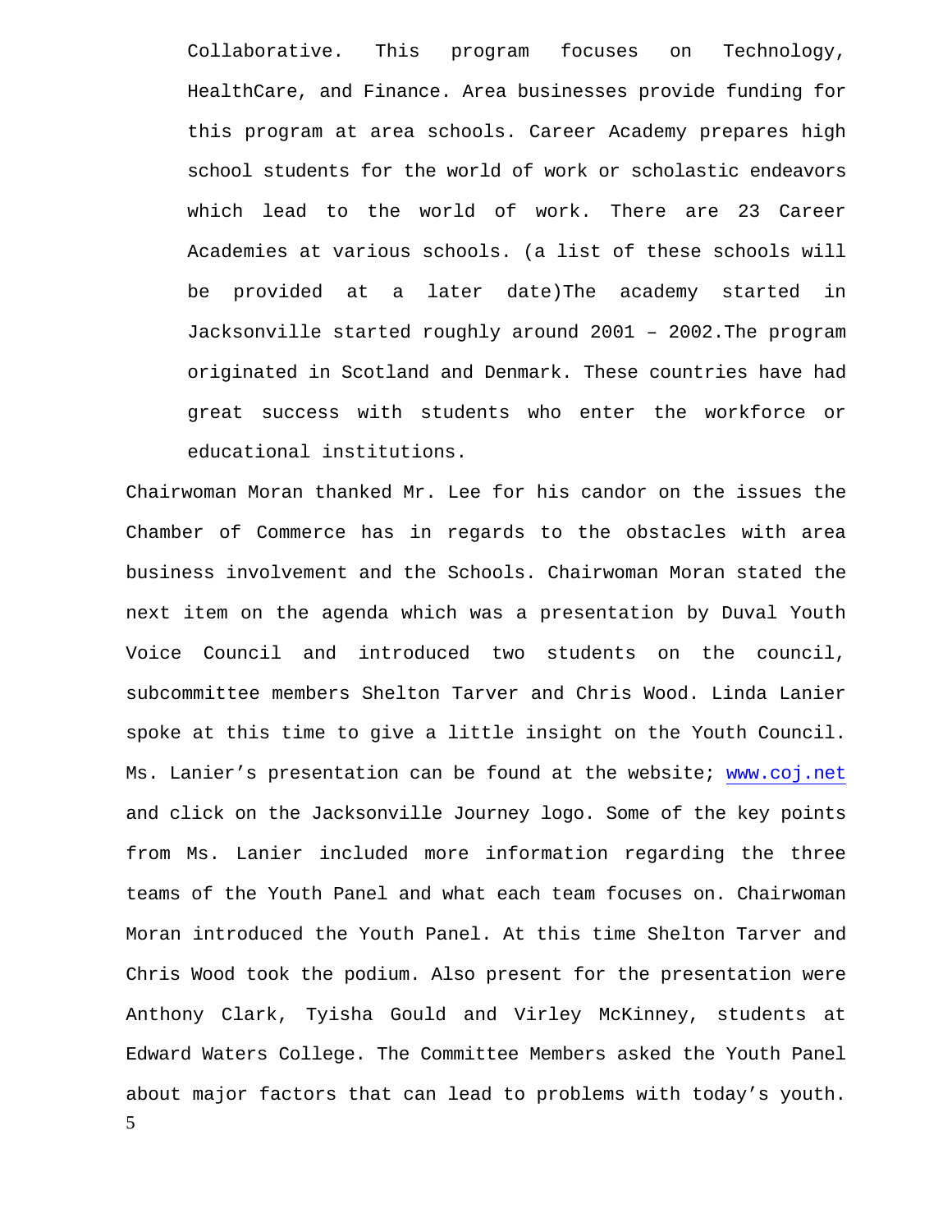Collaborative. This program focuses on Technology, HealthCare, and Finance. Area businesses provide funding for this program at area schools. Career Academy prepares high school students for the world of work or scholastic endeavors which lead to the world of work. There are 23 Career Academies at various schools. (a list of these schools will be provided at a later date)The academy started in Jacksonville started roughly around 2001 – 2002.The program originated in Scotland and Denmark. These countries have had great success with students who enter the workforce or educational institutions.

Chairwoman Moran thanked Mr. Lee for his candor on the issues the Chamber of Commerce has in regards to the obstacles with area business involvement and the Schools. Chairwoman Moran stated the next item on the agenda which was a presentation by Duval Youth Voice Council and introduced two students on the council, subcommittee members Shelton Tarver and Chris Wood. Linda Lanier spoke at this time to give a little insight on the Youth Council. Ms. Lanier's presentation can be found at the website; www.coj.net and click on the Jacksonville Journey logo. Some of the key points from Ms. Lanier included more information regarding the three teams of the Youth Panel and what each team focuses on. Chairwoman Moran introduced the Youth Panel. At this time Shelton Tarver and Chris Wood took the podium. Also present for the presentation were Anthony Clark, Tyisha Gould and Virley McKinney, students at Edward Waters College. The Committee Members asked the Youth Panel about major factors that can lead to problems with today's youth.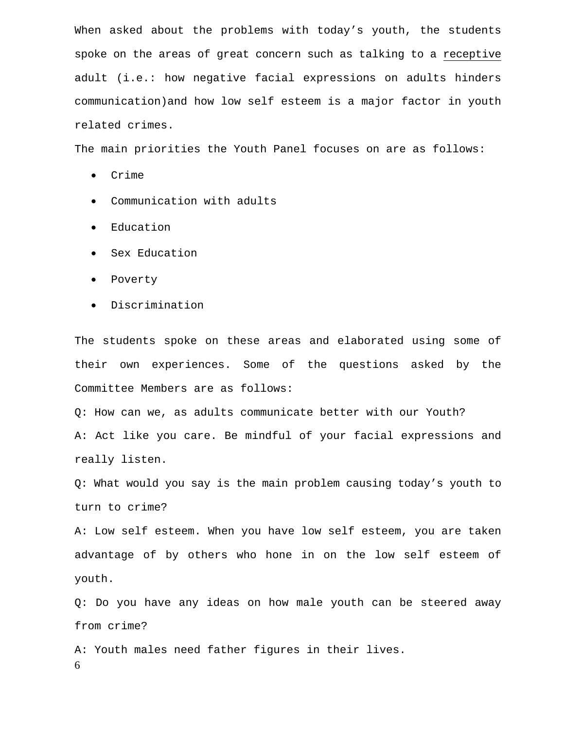When asked about the problems with today’s youth, the students spoke on the areas of great concern such as talking to a receptive adult (i.e.: how negative facial expressions on adults hinders communication)and how low self esteem is a major factor in youth related crimes.

The main priorities the Youth Panel focuses on are as follows:

- Crime
- Communication with adults
- Education
- Sex Education
- Poverty
- Discrimination

The students spoke on these areas and elaborated using some of their own experiences. Some of the questions asked by the Committee Members are as follows:

Q: How can we, as adults communicate better with our Youth?

A: Act like you care. Be mindful of your facial expressions and really listen.

Q: What would you say is the main problem causing today’s youth to turn to crime?

A: Low self esteem. When you have low self esteem, you are taken advantage of by others who hone in on the low self esteem of youth.

Q: Do you have any ideas on how male youth can be steered away from crime?

A: Youth males need father figures in their lives.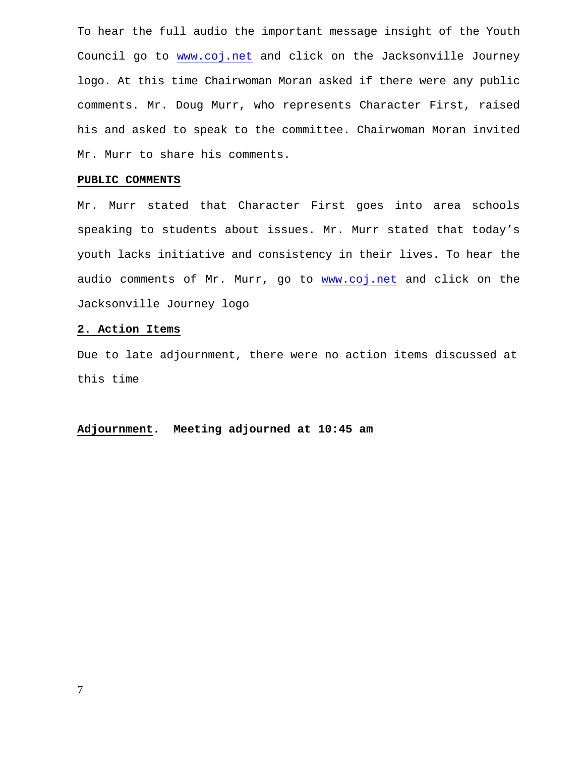To hear the full audio the important message insight of the Youth Council go to www.coj.net and click on the Jacksonville Journey logo. At this time Chairwoman Moran asked if there were any public comments. Mr. Doug Murr, who represents Character First, raised his and asked to speak to the committee. Chairwoman Moran invited Mr. Murr to share his comments.

**PUBLIC COMMENTS**

Mr. Murr stated that Character First goes into area schools speaking to students about issues. Mr. Murr stated that today's youth lacks initiative and consistency in their lives. To hear the audio comments of Mr. Murr, go to www.coj.net and click on the Jacksonville Journey logo

**2. Action Items**

Due to late adjournment, there were no action items discussed at this time

**Adjournment. Meeting adjourned at 10:45 am**